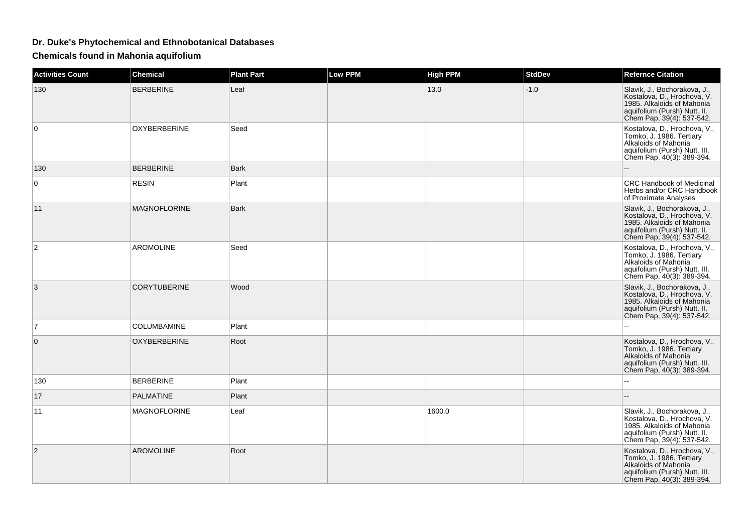# Dr. Duke's Phytochemical and Ethnobotanical Databases

## Chemicals found in Mahonia aquifolium

| Activities Count | Chemical | Plant Part | Low PPM | High PPM | StdDev | Refernce Citation |
|---|---|---|---|---|---|---|
| 130 | BERBERINE | Leaf | | 13.0 | -1.0 | Slavik, J., Bochorakova, J., Kostalova, D., Hrochova, V. 1985. Alkaloids of Mahonia aquifolium (Pursh) Nutt. II. Chem Pap, 39(4): 537-542. |
| 0 | OXYBERBERINE | Seed | | | | Kostalova, D., Hrochova, V., Tomko, J. 1986. Tertiary Alkaloids of Mahonia aquifolium (Pursh) Nutt. III. Chem Pap, 40(3): 389-394. |
| 130 | BERBERINE | Bark | | | | -- |
| 0 | RESIN | Plant | | | | CRC Handbook of Medicinal Herbs and/or CRC Handbook of Proximate Analyses |
| 11 | MAGNOFLORINE | Bark | | | | Slavik, J., Bochorakova, J., Kostalova, D., Hrochova, V. 1985. Alkaloids of Mahonia aquifolium (Pursh) Nutt. II. Chem Pap, 39(4): 537-542. |
| 2 | AROMOLINE | Seed | | | | Kostalova, D., Hrochova, V., Tomko, J. 1986. Tertiary Alkaloids of Mahonia aquifolium (Pursh) Nutt. III. Chem Pap, 40(3): 389-394. |
| 3 | CORYTUBERINE | Wood | | | | Slavik, J., Bochorakova, J., Kostalova, D., Hrochova, V. 1985. Alkaloids of Mahonia aquifolium (Pursh) Nutt. II. Chem Pap, 39(4): 537-542. |
| 7 | COLUMBAMINE | Plant | | | | -- |
| 0 | OXYBERBERINE | Root | | | | Kostalova, D., Hrochova, V., Tomko, J. 1986. Tertiary Alkaloids of Mahonia aquifolium (Pursh) Nutt. III. Chem Pap, 40(3): 389-394. |
| 130 | BERBERINE | Plant | | | | -- |
| 17 | PALMATINE | Plant | | | | -- |
| 11 | MAGNOFLORINE | Leaf | | 1600.0 | | Slavik, J., Bochorakova, J., Kostalova, D., Hrochova, V. 1985. Alkaloids of Mahonia aquifolium (Pursh) Nutt. II. Chem Pap, 39(4): 537-542. |
| 2 | AROMOLINE | Root | | | | Kostalova, D., Hrochova, V., Tomko, J. 1986. Tertiary Alkaloids of Mahonia aquifolium (Pursh) Nutt. III. Chem Pap, 40(3): 389-394. |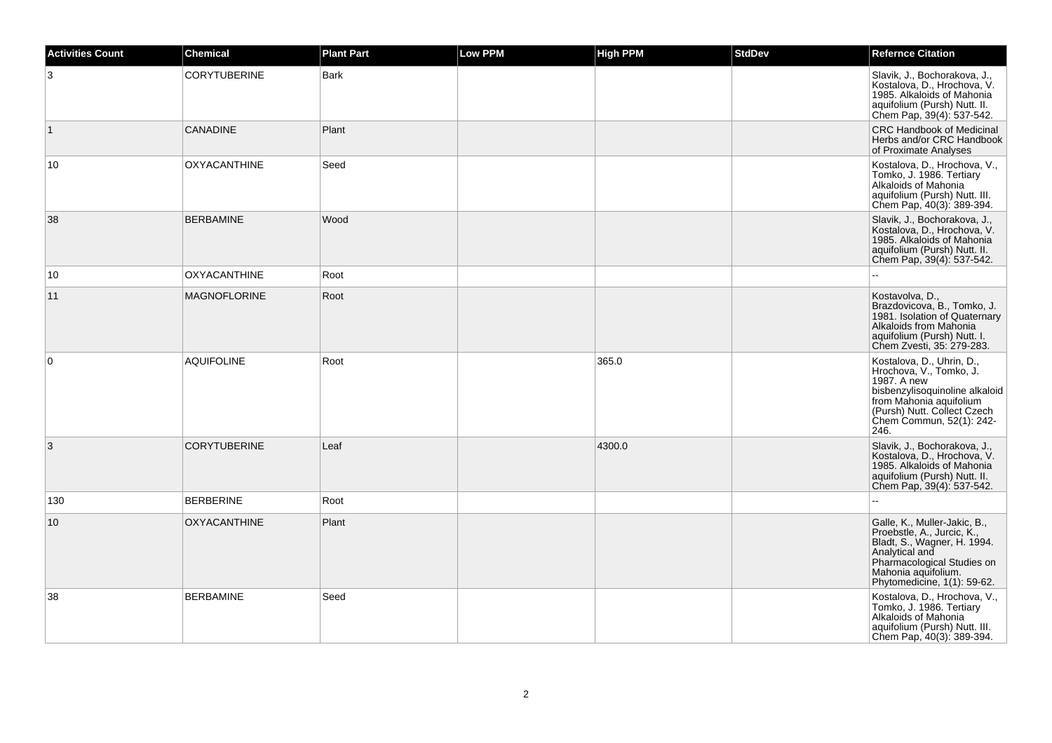| Activities Count | Chemical | Plant Part | Low PPM | High PPM | StdDev | Refernce Citation |
|---|---|---|---|---|---|---|
| 3 | CORYTUBERINE | Bark | | | | Slavik, J., Bochorakova, J., Kostalova, D., Hrochova, V. 1985. Alkaloids of Mahonia aquifolium (Pursh) Nutt. II. Chem Pap, 39(4): 537-542. |
| 1 | CANADINE | Plant | | | | CRC Handbook of Medicinal Herbs and/or CRC Handbook of Proximate Analyses |
| 10 | OXYACANTHINE | Seed | | | | Kostalova, D., Hrochova, V., Tomko, J. 1986. Tertiary Alkaloids of Mahonia aquifolium (Pursh) Nutt. III. Chem Pap, 40(3): 389-394. |
| 38 | BERBAMINE | Wood | | | | Slavik, J., Bochorakova, J., Kostalova, D., Hrochova, V. 1985. Alkaloids of Mahonia aquifolium (Pursh) Nutt. II. Chem Pap, 39(4): 537-542. |
| 10 | OXYACANTHINE | Root | | | | -- |
| 11 | MAGNOFLORINE | Root | | | | Kostavolva, D., Brazdovicova, B., Tomko, J. 1981. Isolation of Quaternary Alkaloids from Mahonia aquifolium (Pursh) Nutt. I. Chem Zvesti, 35: 279-283. |
| 0 | AQUIFOLINE | Root | | 365.0 | | Kostalova, D., Uhrin, D., Hrochova, V., Tomko, J. 1987. A new bisbenzylisoquinoline alkaloid from Mahonia aquifolium (Pursh) Nutt. Collect Czech Chem Commun, 52(1): 242-246. |
| 3 | CORYTUBERINE | Leaf | | 4300.0 | | Slavik, J., Bochorakova, J., Kostalova, D., Hrochova, V. 1985. Alkaloids of Mahonia aquifolium (Pursh) Nutt. II. Chem Pap, 39(4): 537-542. |
| 130 | BERBERINE | Root | | | | -- |
| 10 | OXYACANTHINE | Plant | | | | Galle, K., Muller-Jakic, B., Proebstle, A., Jurcic, K., Bladt, S., Wagner, H. 1994. Analytical and Pharmacological Studies on Mahonia aquifolium. Phytomedicine, 1(1): 59-62. |
| 38 | BERBAMINE | Seed | | | | Kostalova, D., Hrochova, V., Tomko, J. 1986. Tertiary Alkaloids of Mahonia aquifolium (Pursh) Nutt. III. Chem Pap, 40(3): 389-394. |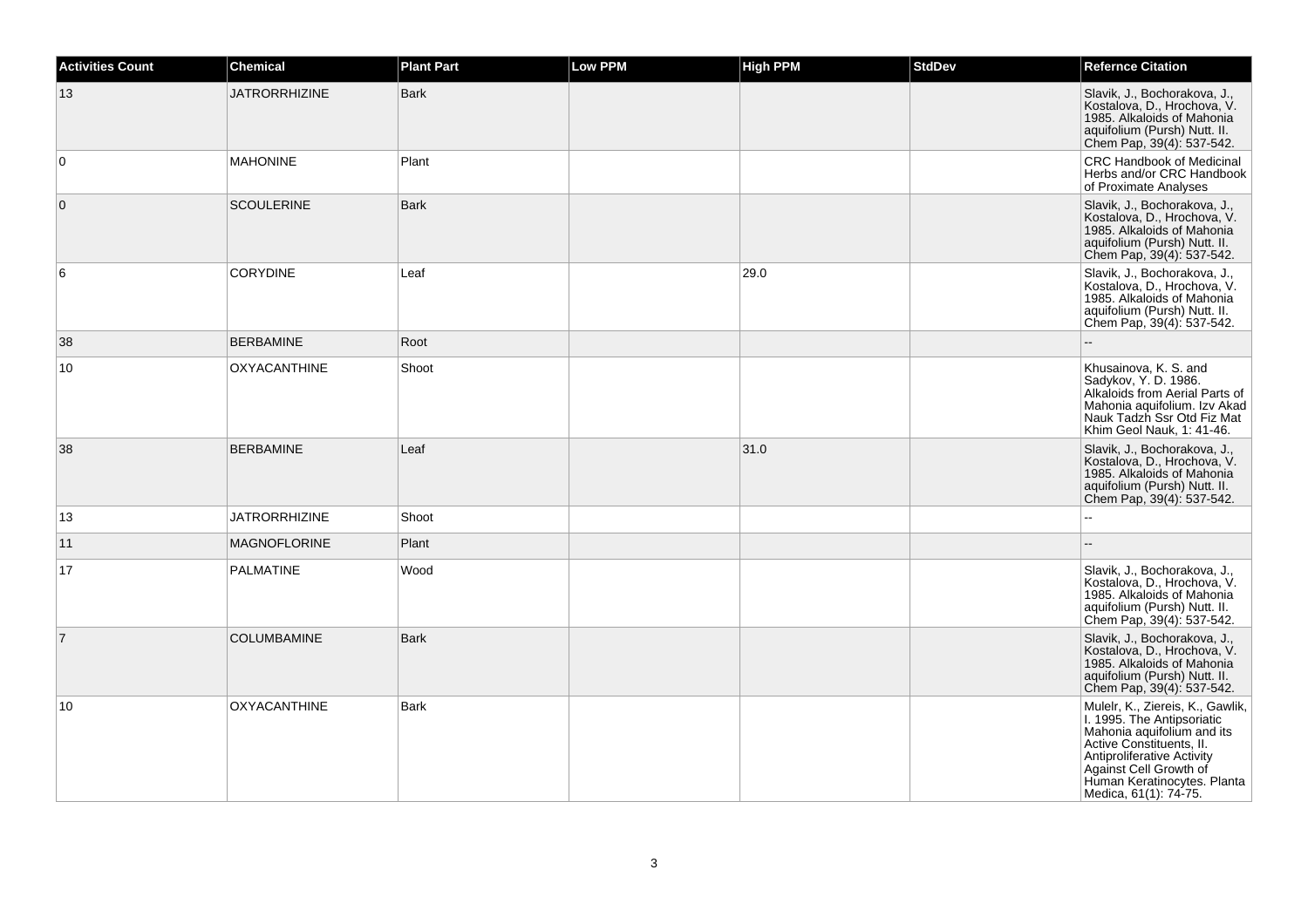| Activities Count | Chemical | Plant Part | Low PPM | High PPM | StdDev | Refernce Citation |
|---|---|---|---|---|---|---|
| 13 | JATRORRHIZINE | Bark | | | | Slavik, J., Bochorakova, J., Kostalova, D., Hrochova, V. 1985. Alkaloids of Mahonia aquifolium (Pursh) Nutt. II. Chem Pap, 39(4): 537-542. |
| 0 | MAHONINE | Plant | | | | CRC Handbook of Medicinal Herbs and/or CRC Handbook of Proximate Analyses |
| 0 | SCOULERINE | Bark | | | | Slavik, J., Bochorakova, J., Kostalova, D., Hrochova, V. 1985. Alkaloids of Mahonia aquifolium (Pursh) Nutt. II. Chem Pap, 39(4): 537-542. |
| 6 | CORYDINE | Leaf | | 29.0 | | Slavik, J., Bochorakova, J., Kostalova, D., Hrochova, V. 1985. Alkaloids of Mahonia aquifolium (Pursh) Nutt. II. Chem Pap, 39(4): 537-542. |
| 38 | BERBAMINE | Root | | | | -- |
| 10 | OXYACANTHINE | Shoot | | | | Khusainova, K. S. and Sadykov, Y. D. 1986. Alkaloids from Aerial Parts of Mahonia aquifolium. Izv Akad Nauk Tadzh Ssr Otd Fiz Mat Khim Geol Nauk, 1: 41-46. |
| 38 | BERBAMINE | Leaf | | 31.0 | | Slavik, J., Bochorakova, J., Kostalova, D., Hrochova, V. 1985. Alkaloids of Mahonia aquifolium (Pursh) Nutt. II. Chem Pap, 39(4): 537-542. |
| 13 | JATRORRHIZINE | Shoot | | | | -- |
| 11 | MAGNOFLORINE | Plant | | | | -- |
| 17 | PALMATINE | Wood | | | | Slavik, J., Bochorakova, J., Kostalova, D., Hrochova, V. 1985. Alkaloids of Mahonia aquifolium (Pursh) Nutt. II. Chem Pap, 39(4): 537-542. |
| 7 | COLUMBAMINE | Bark | | | | Slavik, J., Bochorakova, J., Kostalova, D., Hrochova, V. 1985. Alkaloids of Mahonia aquifolium (Pursh) Nutt. II. Chem Pap, 39(4): 537-542. |
| 10 | OXYACANTHINE | Bark | | | | Mulelr, K., Ziereis, K., Gawlik, I. 1995. The Antipsoriatic Mahonia aquifolium and its Active Constituents, II. Antiproliferative Activity Against Cell Growth of Human Keratinocytes. Planta Medica, 61(1): 74-75. |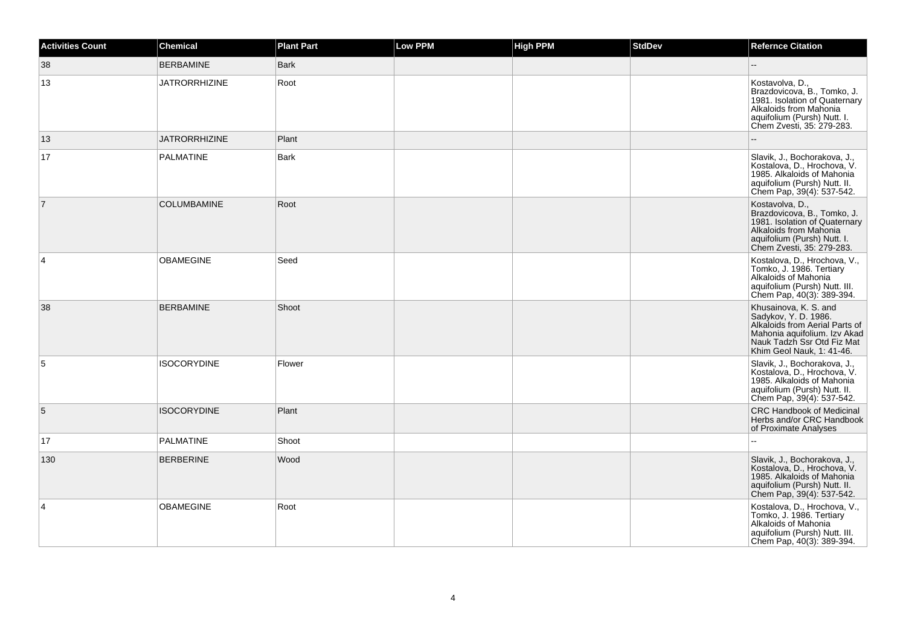| Activities Count | Chemical | Plant Part | Low PPM | High PPM | StdDev | Refernce Citation |
| --- | --- | --- | --- | --- | --- | --- |
| 38 | BERBAMINE | Bark | | | | -- |
| 13 | JATRORRHIZINE | Root | | | | Kostavolva, D., Brazdovicova, B., Tomko, J. 1981. Isolation of Quaternary Alkaloids from Mahonia aquifolium (Pursh) Nutt. I. Chem Zvesti, 35: 279-283. |
| 13 | JATRORRHIZINE | Plant | | | | -- |
| 17 | PALMATINE | Bark | | | | Slavik, J., Bochorakova, J., Kostalova, D., Hrochova, V. 1985. Alkaloids of Mahonia aquifolium (Pursh) Nutt. II. Chem Pap, 39(4): 537-542. |
| 7 | COLUMBAMINE | Root | | | | Kostavolva, D., Brazdovicova, B., Tomko, J. 1981. Isolation of Quaternary Alkaloids from Mahonia aquifolium (Pursh) Nutt. I. Chem Zvesti, 35: 279-283. |
| 4 | OBAMEGINE | Seed | | | | Kostalova, D., Hrochova, V., Tomko, J. 1986. Tertiary Alkaloids of Mahonia aquifolium (Pursh) Nutt. III. Chem Pap, 40(3): 389-394. |
| 38 | BERBAMINE | Shoot | | | | Khusainova, K. S. and Sadykov, Y. D. 1986. Alkaloids from Aerial Parts of Mahonia aquifolium. Izv Akad Nauk Tadzh Ssr Otd Fiz Mat Khim Geol Nauk, 1: 41-46. |
| 5 | ISOCORYDINE | Flower | | | | Slavik, J., Bochorakova, J., Kostalova, D., Hrochova, V. 1985. Alkaloids of Mahonia aquifolium (Pursh) Nutt. II. Chem Pap, 39(4): 537-542. |
| 5 | ISOCORYDINE | Plant | | | | CRC Handbook of Medicinal Herbs and/or CRC Handbook of Proximate Analyses |
| 17 | PALMATINE | Shoot | | | | -- |
| 130 | BERBERINE | Wood | | | | Slavik, J., Bochorakova, J., Kostalova, D., Hrochova, V. 1985. Alkaloids of Mahonia aquifolium (Pursh) Nutt. II. Chem Pap, 39(4): 537-542. |
| 4 | OBAMEGINE | Root | | | | Kostalova, D., Hrochova, V., Tomko, J. 1986. Tertiary Alkaloids of Mahonia aquifolium (Pursh) Nutt. III. Chem Pap, 40(3): 389-394. |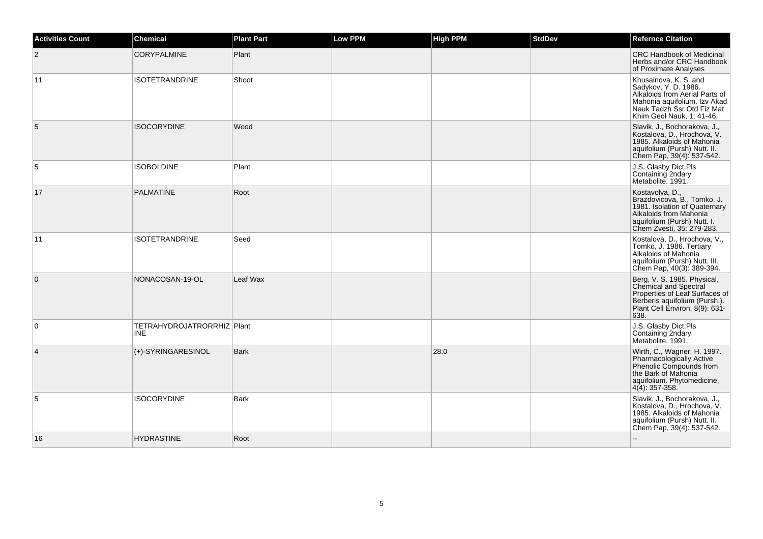| Activities Count | Chemical | Plant Part | Low PPM | High PPM | StdDev | Refernce Citation |
| --- | --- | --- | --- | --- | --- | --- |
| 2 | CORYPALMINE | Plant | | | | CRC Handbook of Medicinal Herbs and/or CRC Handbook of Proximate Analyses |
| 11 | ISOTETRANDRINE | Shoot | | | | Khusainova, K. S. and Sadykov, Y. D. 1986. Alkaloids from Aerial Parts of Mahonia aquifolium. Izv Akad Nauk Tadzh Ssr Otd Fiz Mat Khim Geol Nauk, 1: 41-46. |
| 5 | ISOCORYDINE | Wood | | | | Slavik, J., Bochorakova, J., Kostalova, D., Hrochova, V. 1985. Alkaloids of Mahonia aquifolium (Pursh) Nutt. II. Chem Pap, 39(4): 537-542. |
| 5 | ISOBOLDINE | Plant | | | | J.S. Glasby Dict.Pls Containing 2ndary Metabolite. 1991. |
| 17 | PALMATINE | Root | | | | Kostavolva, D., Brazdovicova, B., Tomko, J. 1981. Isolation of Quaternary Alkaloids from Mahonia aquifolium (Pursh) Nutt. I. Chem Zvesti, 35: 279-283. |
| 11 | ISOTETRANDRINE | Seed | | | | Kostalova, D., Hrochova, V., Tomko, J. 1986. Tertiary Alkaloids of Mahonia aquifolium (Pursh) Nutt. III. Chem Pap, 40(3): 389-394. |
| 0 | NONACOSAN-19-OL | Leaf Wax | | | | Berg, V. S. 1985. Physical, Chemical and Spectral Properties of Leaf Surfaces of Berberis aquifolium (Pursh.). Plant Cell Environ, 8(9): 631-638. |
| 0 | TETRAHYDROJATRORRHIZINE | Plant | | | | J.S. Glasby Dict.Pls Containing 2ndary Metabolite. 1991. |
| 4 | (+)-SYRINGARESINOL | Bark | | 28.0 | | Wirth, C., Wagner, H. 1997. Pharmacologically Active Phenolic Compounds from the Bark of Mahonia aquifolium. Phytomedicine, 4(4): 357-358. |
| 5 | ISOCORYDINE | Bark | | | | Slavik, J., Bochorakova, J., Kostalova, D., Hrochova, V. 1985. Alkaloids of Mahonia aquifolium (Pursh) Nutt. II. Chem Pap, 39(4): 537-542. |
| 16 | HYDRASTINE | Root | | | | -- |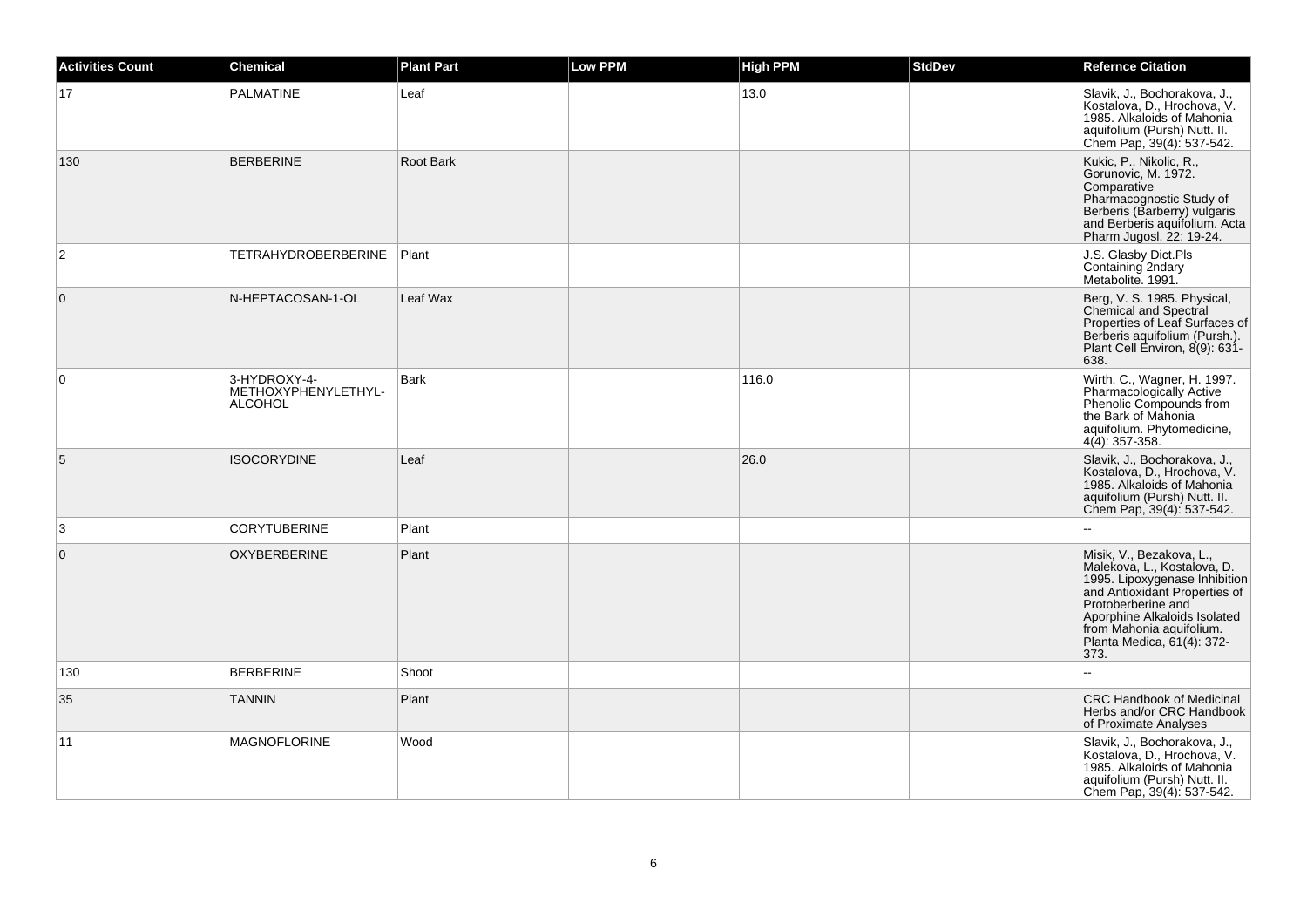| Activities Count | Chemical | Plant Part | Low PPM | High PPM | StdDev | Refernce Citation |
| --- | --- | --- | --- | --- | --- | --- |
| 17 | PALMATINE | Leaf | | 13.0 | | Slavik, J., Bochorakova, J., Kostalova, D., Hrochova, V. 1985. Alkaloids of Mahonia aquifolium (Pursh) Nutt. II. Chem Pap, 39(4): 537-542. |
| 130 | BERBERINE | Root Bark | | | | Kukic, P., Nikolic, R., Gorunovic, M. 1972. Comparative Pharmacognostic Study of Berberis (Barberry) vulgaris and Berberis aquifolium. Acta Pharm Jugosl, 22: 19-24. |
| 2 | TETRAHYDROBERBERINE | Plant | | | | J.S. Glasby Dict.Pls Containing 2ndary Metabolite. 1991. |
| 0 | N-HEPTACOSAN-1-OL | Leaf Wax | | | | Berg, V. S. 1985. Physical, Chemical and Spectral Properties of Leaf Surfaces of Berberis aquifolium (Pursh.). Plant Cell Environ, 8(9): 631-638. |
| 0 | 3-HYDROXY-4-METHOXYPHENYLETHYL-ALCOHOL | Bark | | 116.0 | | Wirth, C., Wagner, H. 1997. Pharmacologically Active Phenolic Compounds from the Bark of Mahonia aquifolium. Phytomedicine, 4(4): 357-358. |
| 5 | ISOCORYDINE | Leaf | | 26.0 | | Slavik, J., Bochorakova, J., Kostalova, D., Hrochova, V. 1985. Alkaloids of Mahonia aquifolium (Pursh) Nutt. II. Chem Pap, 39(4): 537-542. |
| 3 | CORYTUBERINE | Plant | | | | -- |
| 0 | OXYBERBERINE | Plant | | | | Misik, V., Bezakova, L., Malekova, L., Kostalova, D. 1995. Lipoxygenase Inhibition and Antioxidant Properties of Protoberberine and Aporphine Alkaloids Isolated from Mahonia aquifolium. Planta Medica, 61(4): 372-373. |
| 130 | BERBERINE | Shoot | | | | -- |
| 35 | TANNIN | Plant | | | | CRC Handbook of Medicinal Herbs and/or CRC Handbook of Proximate Analyses |
| 11 | MAGNOFLORINE | Wood | | | | Slavik, J., Bochorakova, J., Kostalova, D., Hrochova, V. 1985. Alkaloids of Mahonia aquifolium (Pursh) Nutt. II. Chem Pap, 39(4): 537-542. |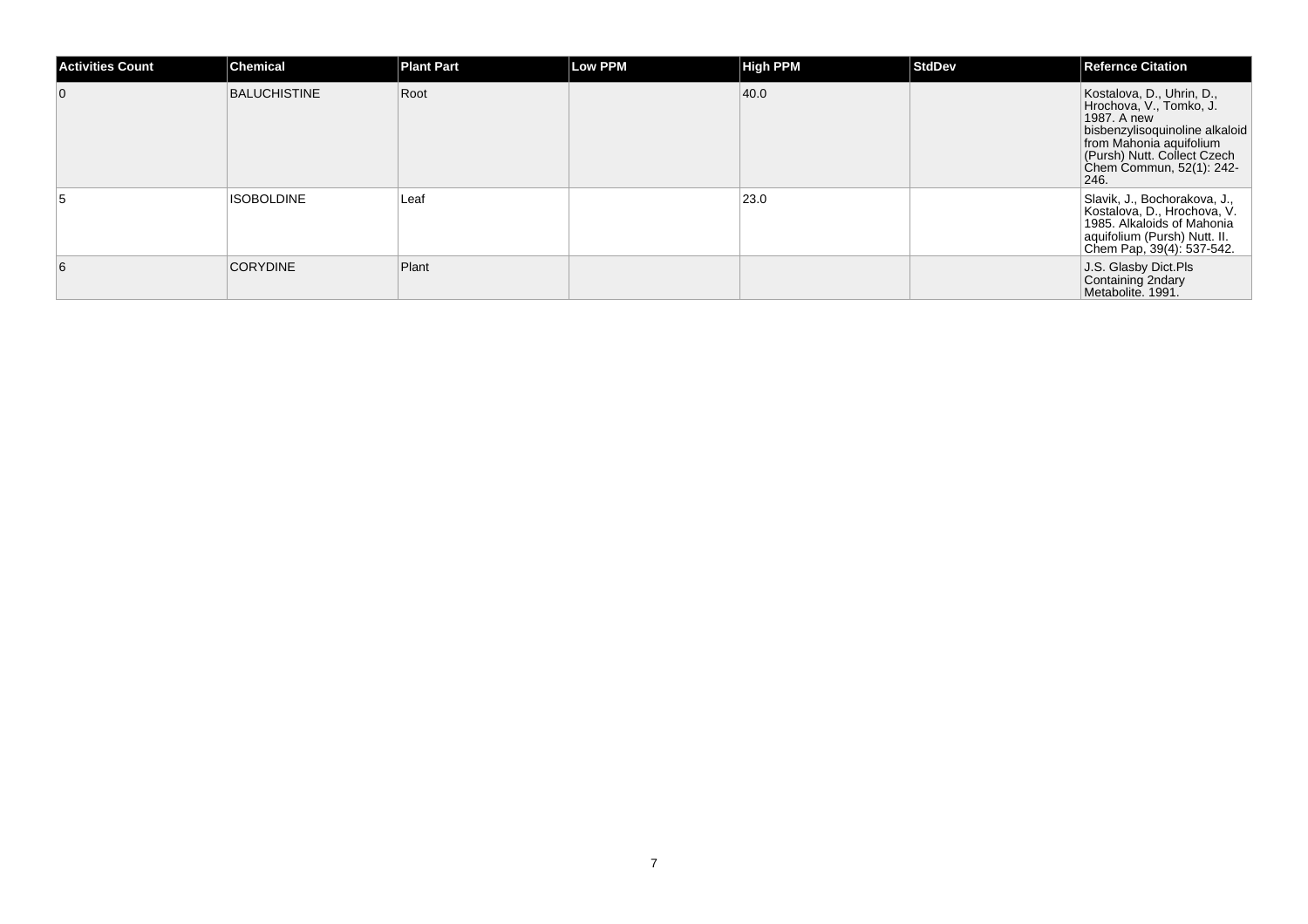| Activities Count | Chemical | Plant Part | Low PPM | High PPM | StdDev | Refernce Citation |
|---|---|---|---|---|---|---|
| 0 | BALUCHISTINE | Root | | 40.0 | | Kostalova, D., Uhrin, D., Hrochova, V., Tomko, J. 1987. A new bisbenzylisoquinoline alkaloid from Mahonia aquifolium (Pursh) Nutt. Collect Czech Chem Commun, 52(1): 242-246. |
| 5 | ISOBOLDINE | Leaf | | 23.0 | | Slavik, J., Bochorakova, J., Kostalova, D., Hrochova, V. 1985. Alkaloids of Mahonia aquifolium (Pursh) Nutt. II. Chem Pap, 39(4): 537-542. |
| 6 | CORYDINE | Plant | | | | J.S. Glasby Dict.Pls Containing 2ndary Metabolite. 1991. |